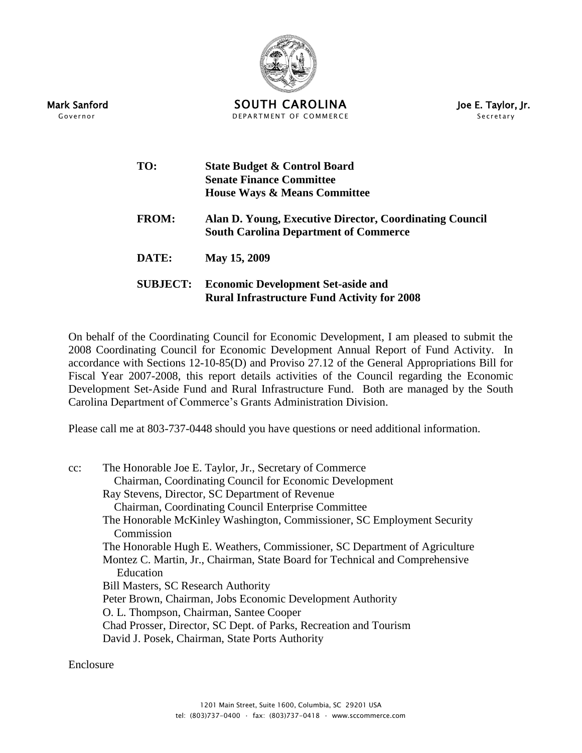Mark Sanford
Governor

**SOUTH CAROLINA**
DEPARTMENT OF COMMERCE

Joe E. Taylor, Jr.
Secretary

**TO:** **State Budget & Control Board**
**Senate Finance Committee**
**House Ways & Means Committee**

**FROM:** **Alan D. Young, Executive Director, Coordinating Council**
**South Carolina Department of Commerce**

**DATE:** **May 15, 2009**

**SUBJECT:** **Economic Development Set-aside and**
**Rural Infrastructure Fund Activity for 2008**

On behalf of the Coordinating Council for Economic Development, I am pleased to submit the 2008 Coordinating Council for Economic Development Annual Report of Fund Activity. In accordance with Sections 12-10-85(D) and Proviso 27.12 of the General Appropriations Bill for Fiscal Year 2007-2008, this report details activities of the Council regarding the Economic Development Set-Aside Fund and Rural Infrastructure Fund. Both are managed by the South Carolina Department of Commerce's Grants Administration Division.

Please call me at 803-737-0448 should you have questions or need additional information.

cc: The Honorable Joe E. Taylor, Jr., Secretary of Commerce
Chairman, Coordinating Council for Economic Development
Ray Stevens, Director, SC Department of Revenue
Chairman, Coordinating Council Enterprise Committee
The Honorable McKinley Washington, Commissioner, SC Employment Security Commission
The Honorable Hugh E. Weathers, Commissioner, SC Department of Agriculture
Montez C. Martin, Jr., Chairman, State Board for Technical and Comprehensive Education
Bill Masters, SC Research Authority
Peter Brown, Chairman, Jobs Economic Development Authority
O. L. Thompson, Chairman, Santee Cooper
Chad Prosser, Director, SC Dept. of Parks, Recreation and Tourism
David J. Posek, Chairman, State Ports Authority

Enclosure

1201 Main Street, Suite 1600, Columbia, SC 29201 USA
tel: (803)737-0400 · fax: (803)737-0418 · www.sccommerce.com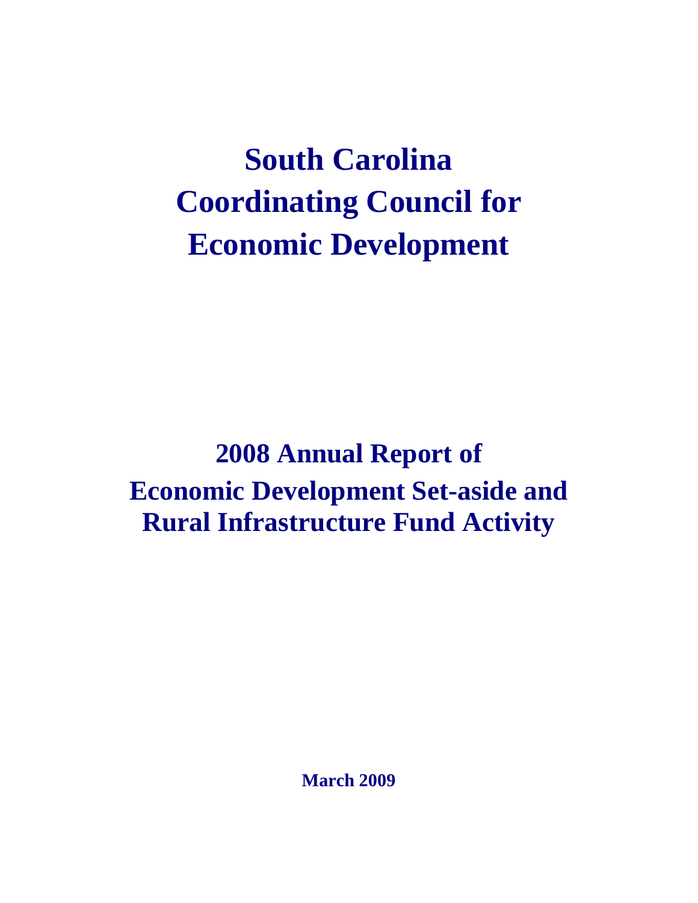# South Carolina Coordinating Council for Economic Development

## 2008 Annual Report of Economic Development Set-aside and Rural Infrastructure Fund Activity

March 2009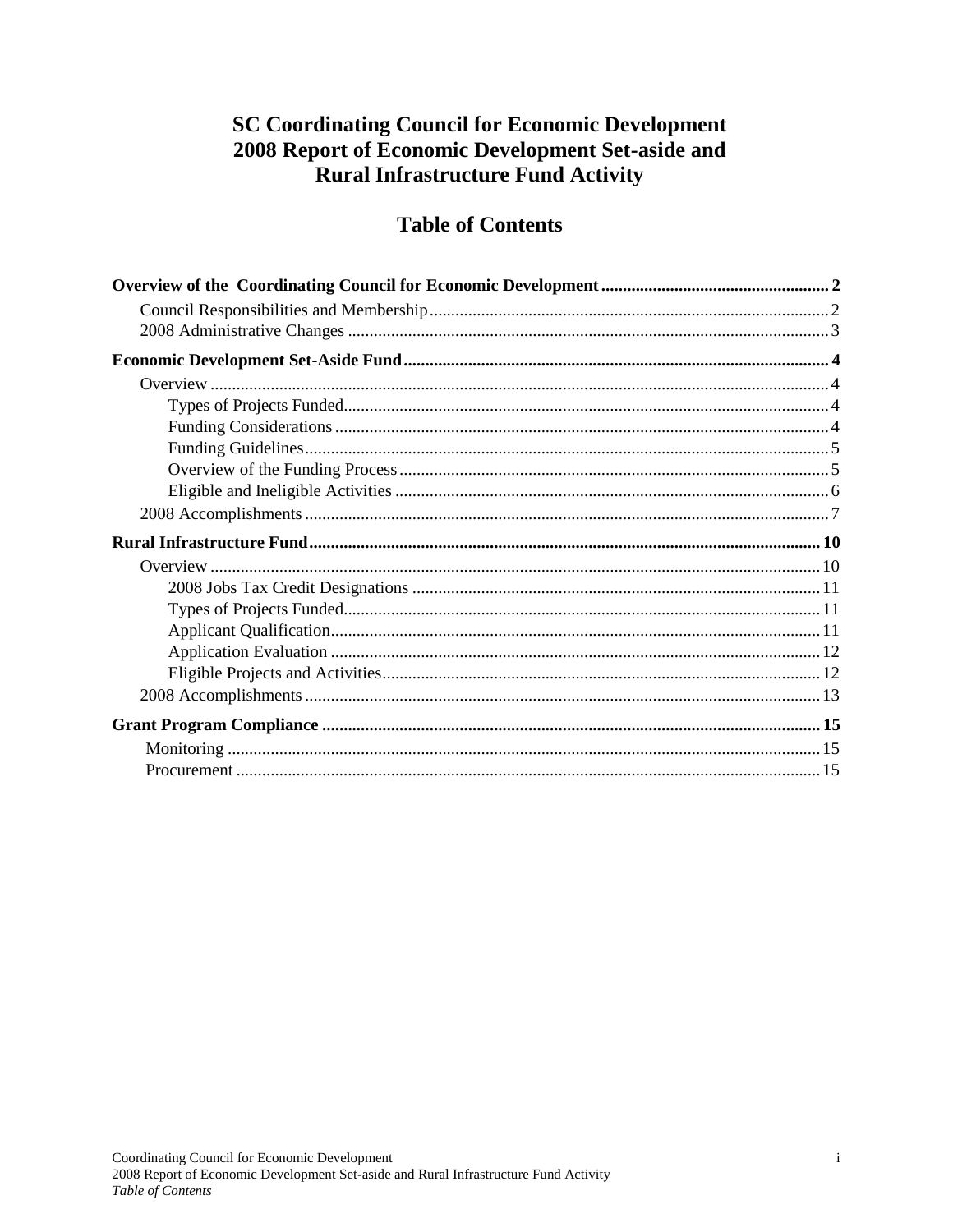# SC Coordinating Council for Economic Development 2008 Report of Economic Development Set-aside and Rural Infrastructure Fund Activity

## Table of Contents

**Overview of the Coordinating Council for Economic Development** .......... 2
- Council Responsibilities and Membership .......... 2
- 2008 Administrative Changes .......... 3

**Economic Development Set-Aside Fund** .......... 4
- Overview .......... 4
  - Types of Projects Funded .......... 4
  - Funding Considerations .......... 4
  - Funding Guidelines .......... 5
  - Overview of the Funding Process .......... 5
  - Eligible and Ineligible Activities .......... 6
- 2008 Accomplishments .......... 7

**Rural Infrastructure Fund** .......... 10
- Overview .......... 10
  - 2008 Jobs Tax Credit Designations .......... 11
  - Types of Projects Funded .......... 11
  - Applicant Qualification .......... 11
  - Application Evaluation .......... 12
  - Eligible Projects and Activities .......... 12
- 2008 Accomplishments .......... 13

**Grant Program Compliance** .......... 15
- Monitoring .......... 15
- Procurement .......... 15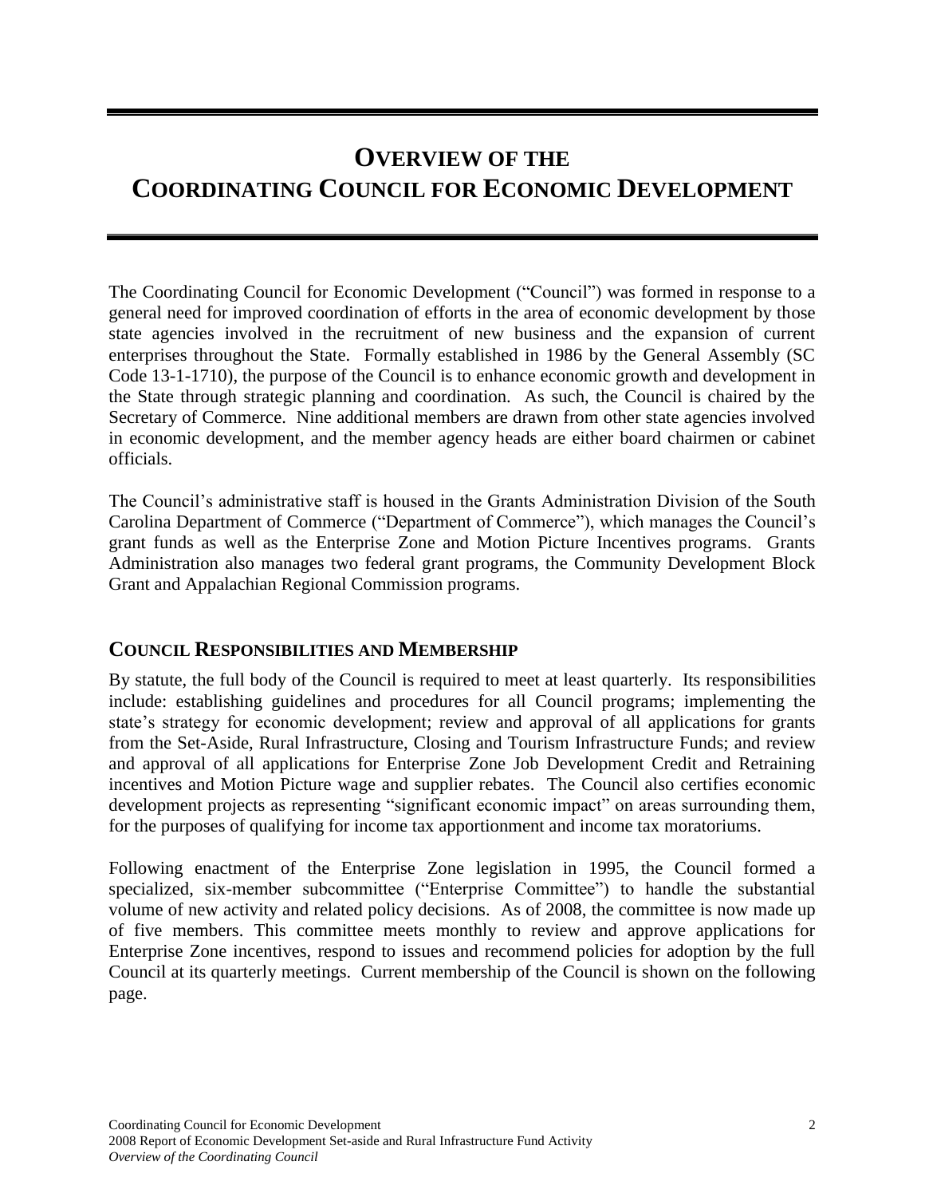# OVERVIEW OF THE COORDINATING COUNCIL FOR ECONOMIC DEVELOPMENT

The Coordinating Council for Economic Development ("Council") was formed in response to a general need for improved coordination of efforts in the area of economic development by those state agencies involved in the recruitment of new business and the expansion of current enterprises throughout the State. Formally established in 1986 by the General Assembly (SC Code 13-1-1710), the purpose of the Council is to enhance economic growth and development in the State through strategic planning and coordination. As such, the Council is chaired by the Secretary of Commerce. Nine additional members are drawn from other state agencies involved in economic development, and the member agency heads are either board chairmen or cabinet officials.

The Council's administrative staff is housed in the Grants Administration Division of the South Carolina Department of Commerce ("Department of Commerce"), which manages the Council's grant funds as well as the Enterprise Zone and Motion Picture Incentives programs. Grants Administration also manages two federal grant programs, the Community Development Block Grant and Appalachian Regional Commission programs.

## COUNCIL RESPONSIBILITIES AND MEMBERSHIP

By statute, the full body of the Council is required to meet at least quarterly. Its responsibilities include: establishing guidelines and procedures for all Council programs; implementing the state's strategy for economic development; review and approval of all applications for grants from the Set-Aside, Rural Infrastructure, Closing and Tourism Infrastructure Funds; and review and approval of all applications for Enterprise Zone Job Development Credit and Retraining incentives and Motion Picture wage and supplier rebates. The Council also certifies economic development projects as representing "significant economic impact" on areas surrounding them, for the purposes of qualifying for income tax apportionment and income tax moratoriums.

Following enactment of the Enterprise Zone legislation in 1995, the Council formed a specialized, six-member subcommittee ("Enterprise Committee") to handle the substantial volume of new activity and related policy decisions. As of 2008, the committee is now made up of five members. This committee meets monthly to review and approve applications for Enterprise Zone incentives, respond to issues and recommend policies for adoption by the full Council at its quarterly meetings. Current membership of the Council is shown on the following page.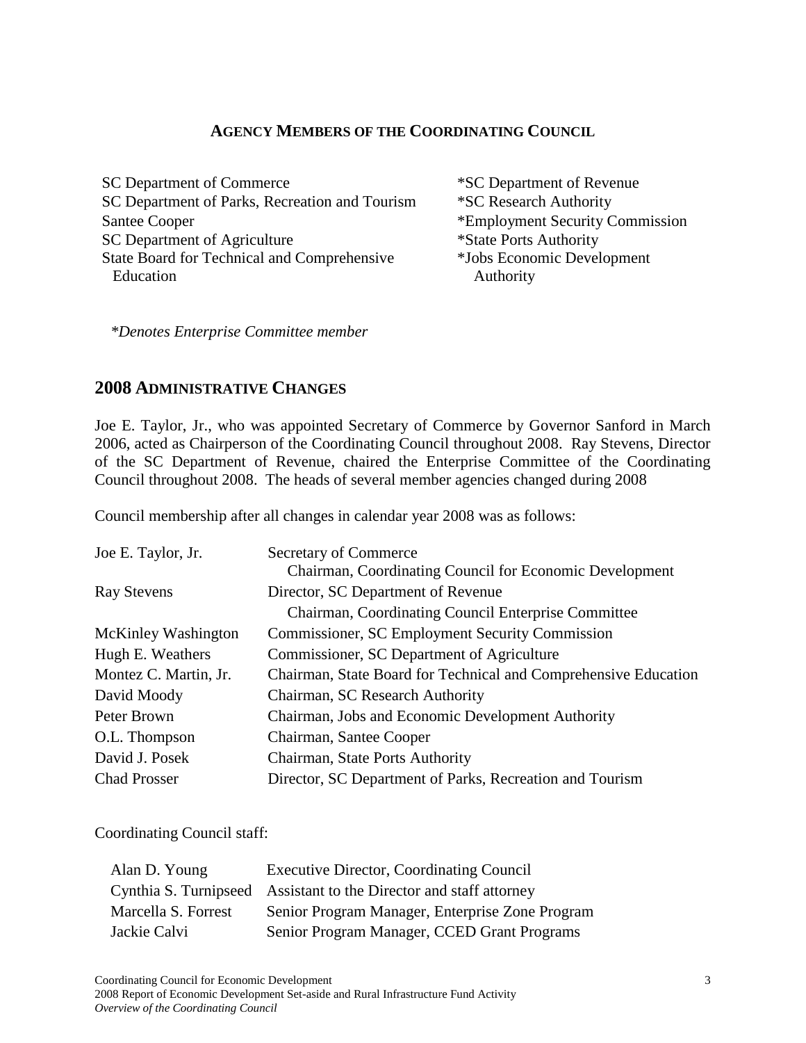## AGENCY MEMBERS OF THE COORDINATING COUNCIL

SC Department of Commerce
SC Department of Parks, Recreation and Tourism
Santee Cooper
SC Department of Agriculture
State Board for Technical and Comprehensive Education
*SC Department of Revenue
*SC Research Authority
*Employment Security Commission
*State Ports Authority
*Jobs Economic Development Authority

*\*Denotes Enterprise Committee member*

## 2008 ADMINISTRATIVE CHANGES

Joe E. Taylor, Jr., who was appointed Secretary of Commerce by Governor Sanford in March 2006, acted as Chairperson of the Coordinating Council throughout 2008. Ray Stevens, Director of the SC Department of Revenue, chaired the Enterprise Committee of the Coordinating Council throughout 2008. The heads of several member agencies changed during 2008

Council membership after all changes in calendar year 2008 was as follows:

| | |
|---|---|
| Joe E. Taylor, Jr. | Secretary of Commerce<br>Chairman, Coordinating Council for Economic Development |
| Ray Stevens | Director, SC Department of Revenue<br>Chairman, Coordinating Council Enterprise Committee |
| McKinley Washington | Commissioner, SC Employment Security Commission |
| Hugh E. Weathers | Commissioner, SC Department of Agriculture |
| Montez C. Martin, Jr. | Chairman, State Board for Technical and Comprehensive Education |
| David Moody | Chairman, SC Research Authority |
| Peter Brown | Chairman, Jobs and Economic Development Authority |
| O.L. Thompson | Chairman, Santee Cooper |
| David J. Posek | Chairman, State Ports Authority |
| Chad Prosser | Director, SC Department of Parks, Recreation and Tourism |

Coordinating Council staff:

| | |
|---|---|
| Alan D. Young | Executive Director, Coordinating Council |
| Cynthia S. Turnipseed | Assistant to the Director and staff attorney |
| Marcella S. Forrest | Senior Program Manager, Enterprise Zone Program |
| Jackie Calvi | Senior Program Manager, CCED Grant Programs |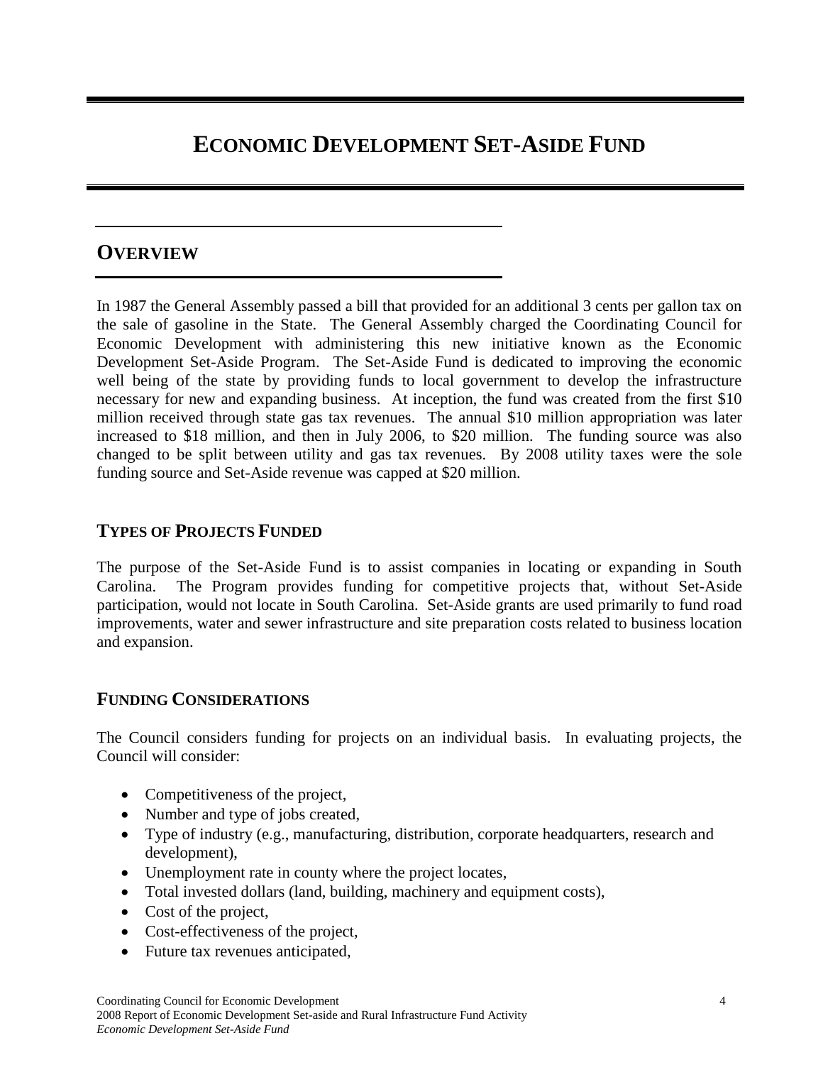# Economic Development Set-Aside Fund

## Overview

In 1987 the General Assembly passed a bill that provided for an additional 3 cents per gallon tax on the sale of gasoline in the State. The General Assembly charged the Coordinating Council for Economic Development with administering this new initiative known as the Economic Development Set-Aside Program. The Set-Aside Fund is dedicated to improving the economic well being of the state by providing funds to local government to develop the infrastructure necessary for new and expanding business. At inception, the fund was created from the first $10 million received through state gas tax revenues. The annual $10 million appropriation was later increased to $18 million, and then in July 2006, to $20 million. The funding source was also changed to be split between utility and gas tax revenues. By 2008 utility taxes were the sole funding source and Set-Aside revenue was capped at $20 million.

### Types of Projects Funded

The purpose of the Set-Aside Fund is to assist companies in locating or expanding in South Carolina. The Program provides funding for competitive projects that, without Set-Aside participation, would not locate in South Carolina. Set-Aside grants are used primarily to fund road improvements, water and sewer infrastructure and site preparation costs related to business location and expansion.

### Funding Considerations

The Council considers funding for projects on an individual basis. In evaluating projects, the Council will consider:

- Competitiveness of the project,
- Number and type of jobs created,
- Type of industry (e.g., manufacturing, distribution, corporate headquarters, research and development),
- Unemployment rate in county where the project locates,
- Total invested dollars (land, building, machinery and equipment costs),
- Cost of the project,
- Cost-effectiveness of the project,
- Future tax revenues anticipated,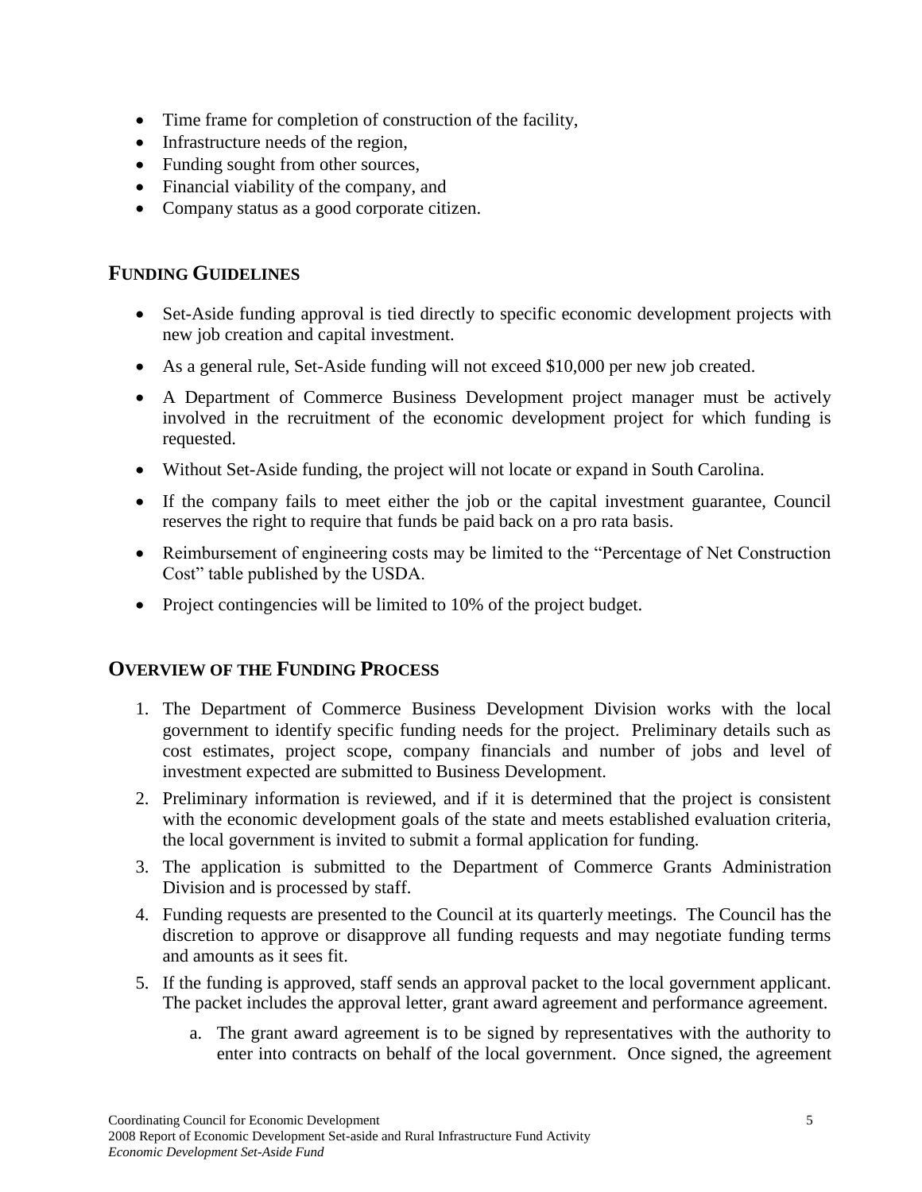- Time frame for completion of construction of the facility,
- Infrastructure needs of the region,
- Funding sought from other sources,
- Financial viability of the company, and
- Company status as a good corporate citizen.

## FUNDING GUIDELINES

- Set-Aside funding approval is tied directly to specific economic development projects with new job creation and capital investment.
- As a general rule, Set-Aside funding will not exceed $10,000 per new job created.
- A Department of Commerce Business Development project manager must be actively involved in the recruitment of the economic development project for which funding is requested.
- Without Set-Aside funding, the project will not locate or expand in South Carolina.
- If the company fails to meet either the job or the capital investment guarantee, Council reserves the right to require that funds be paid back on a pro rata basis.
- Reimbursement of engineering costs may be limited to the "Percentage of Net Construction Cost" table published by the USDA.
- Project contingencies will be limited to 10% of the project budget.

## OVERVIEW OF THE FUNDING PROCESS

1. The Department of Commerce Business Development Division works with the local government to identify specific funding needs for the project. Preliminary details such as cost estimates, project scope, company financials and number of jobs and level of investment expected are submitted to Business Development.
2. Preliminary information is reviewed, and if it is determined that the project is consistent with the economic development goals of the state and meets established evaluation criteria, the local government is invited to submit a formal application for funding.
3. The application is submitted to the Department of Commerce Grants Administration Division and is processed by staff.
4. Funding requests are presented to the Council at its quarterly meetings. The Council has the discretion to approve or disapprove all funding requests and may negotiate funding terms and amounts as it sees fit.
5. If the funding is approved, staff sends an approval packet to the local government applicant. The packet includes the approval letter, grant award agreement and performance agreement.
   a. The grant award agreement is to be signed by representatives with the authority to enter into contracts on behalf of the local government. Once signed, the agreement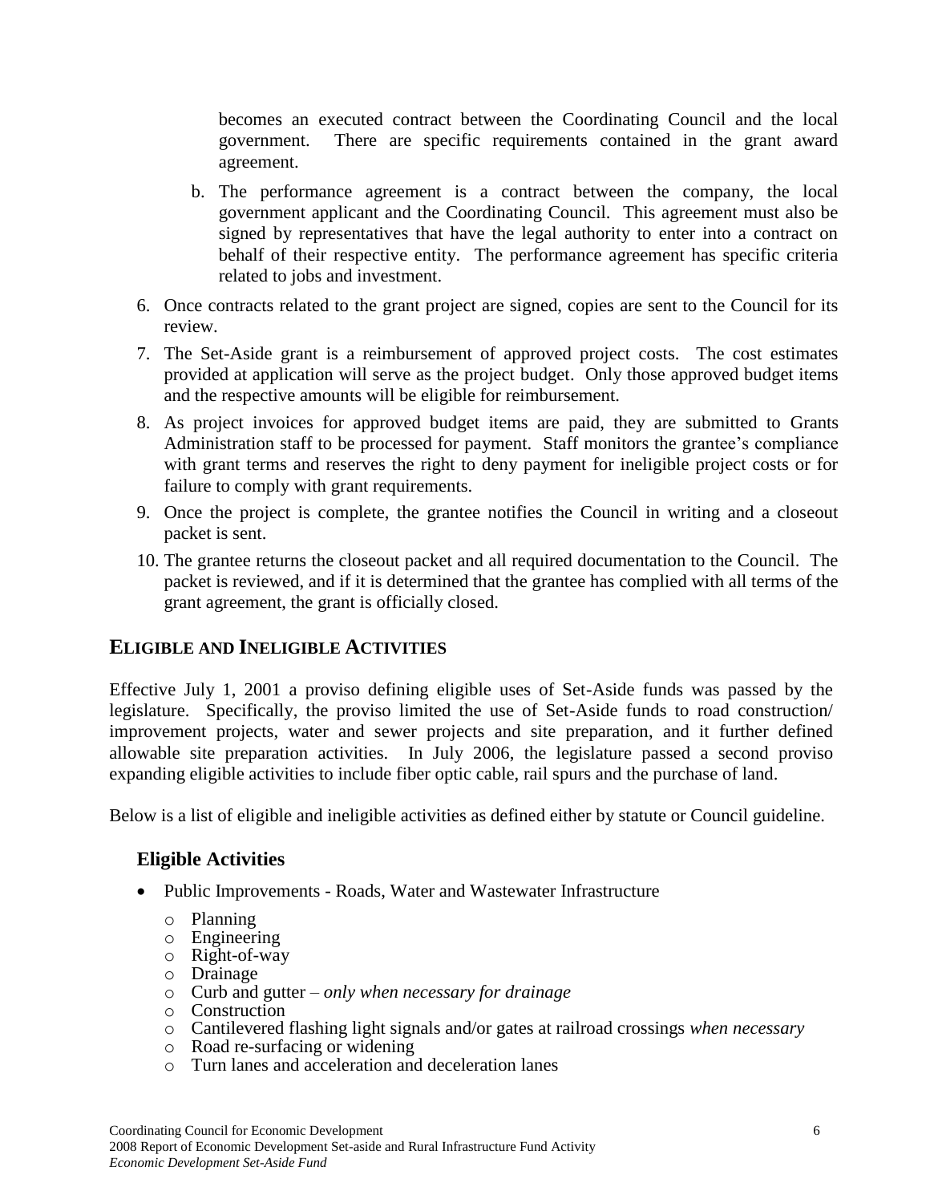becomes an executed contract between the Coordinating Council and the local government. There are specific requirements contained in the grant award agreement.

b. The performance agreement is a contract between the company, the local government applicant and the Coordinating Council. This agreement must also be signed by representatives that have the legal authority to enter into a contract on behalf of their respective entity. The performance agreement has specific criteria related to jobs and investment.

6. Once contracts related to the grant project are signed, copies are sent to the Council for its review.
7. The Set-Aside grant is a reimbursement of approved project costs. The cost estimates provided at application will serve as the project budget. Only those approved budget items and the respective amounts will be eligible for reimbursement.
8. As project invoices for approved budget items are paid, they are submitted to Grants Administration staff to be processed for payment. Staff monitors the grantee's compliance with grant terms and reserves the right to deny payment for ineligible project costs or for failure to comply with grant requirements.
9. Once the project is complete, the grantee notifies the Council in writing and a closeout packet is sent.
10. The grantee returns the closeout packet and all required documentation to the Council. The packet is reviewed, and if it is determined that the grantee has complied with all terms of the grant agreement, the grant is officially closed.

## Eligible and Ineligible Activities

Effective July 1, 2001 a proviso defining eligible uses of Set-Aside funds was passed by the legislature. Specifically, the proviso limited the use of Set-Aside funds to road construction/ improvement projects, water and sewer projects and site preparation, and it further defined allowable site preparation activities. In July 2006, the legislature passed a second proviso expanding eligible activities to include fiber optic cable, rail spurs and the purchase of land.

Below is a list of eligible and ineligible activities as defined either by statute or Council guideline.

### Eligible Activities

- Public Improvements - Roads, Water and Wastewater Infrastructure
  - Planning
  - Engineering
  - Right-of-way
  - Drainage
  - Curb and gutter – *only when necessary for drainage*
  - Construction
  - Cantilevered flashing light signals and/or gates at railroad crossings *when necessary*
  - Road re-surfacing or widening
  - Turn lanes and acceleration and deceleration lanes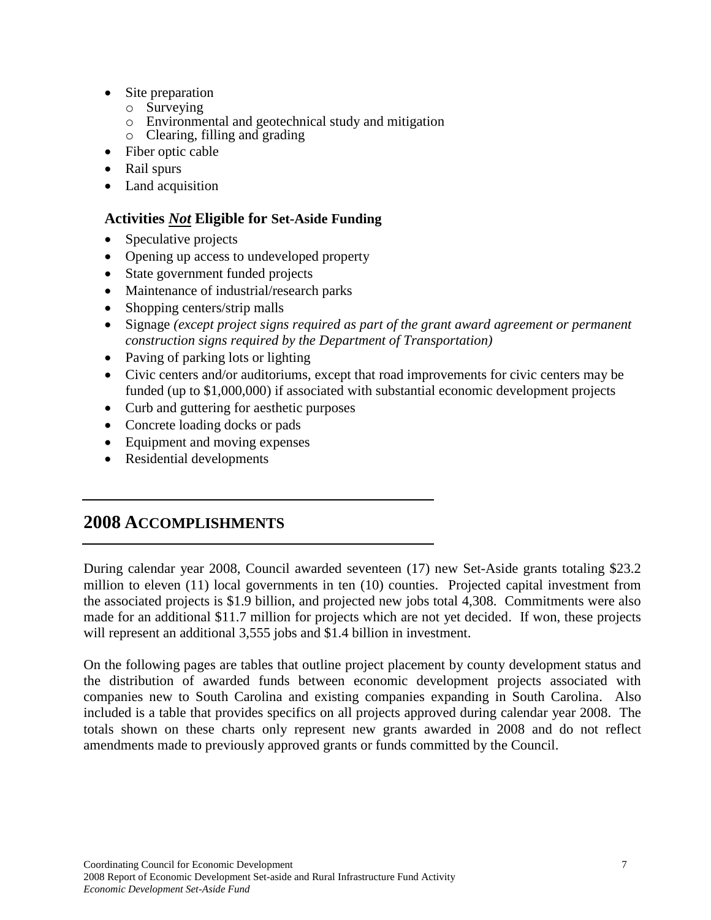- Site preparation
    - Surveying
    - Environmental and geotechnical study and mitigation
    - Clearing, filling and grading
- Fiber optic cable
- Rail spurs
- Land acquisition

### Activities ***Not*** Eligible for Set-Aside Funding

- Speculative projects
- Opening up access to undeveloped property
- State government funded projects
- Maintenance of industrial/research parks
- Shopping centers/strip malls
- Signage *(except project signs required as part of the grant award agreement or permanent construction signs required by the Department of Transportation)*
- Paving of parking lots or lighting
- Civic centers and/or auditoriums, except that road improvements for civic centers may be funded (up to $1,000,000) if associated with substantial economic development projects
- Curb and guttering for aesthetic purposes
- Concrete loading docks or pads
- Equipment and moving expenses
- Residential developments

## 2008 ACCOMPLISHMENTS

During calendar year 2008, Council awarded seventeen (17) new Set-Aside grants totaling $23.2 million to eleven (11) local governments in ten (10) counties. Projected capital investment from the associated projects is $1.9 billion, and projected new jobs total 4,308. Commitments were also made for an additional $11.7 million for projects which are not yet decided. If won, these projects will represent an additional 3,555 jobs and $1.4 billion in investment.

On the following pages are tables that outline project placement by county development status and the distribution of awarded funds between economic development projects associated with companies new to South Carolina and existing companies expanding in South Carolina. Also included is a table that provides specifics on all projects approved during calendar year 2008. The totals shown on these charts only represent new grants awarded in 2008 and do not reflect amendments made to previously approved grants or funds committed by the Council.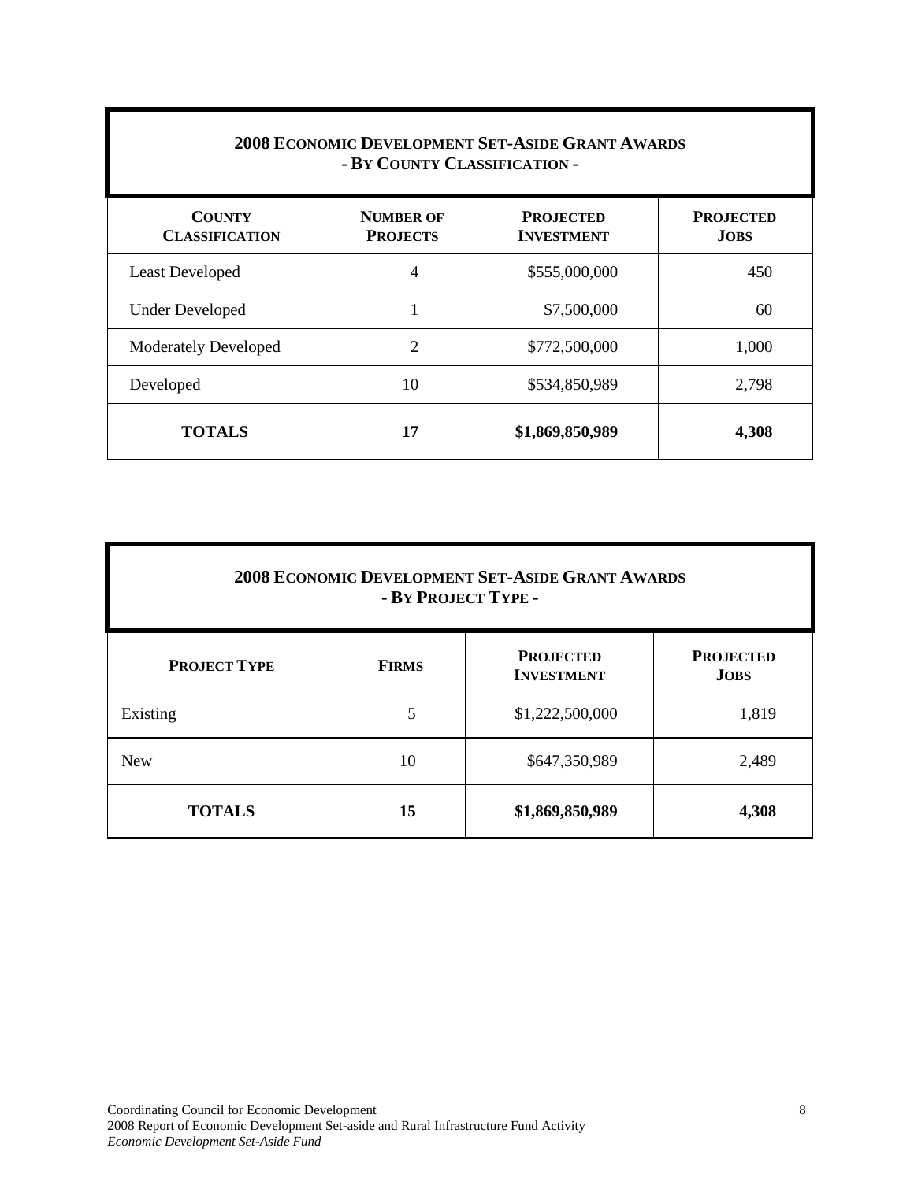## 2008 Economic Development Set-Aside Grant Awards - By County Classification -

| County Classification | Number of Projects | Projected Investment | Projected Jobs |
|---|---|---|---|
| Least Developed | 4 | $555,000,000 | 450 |
| Under Developed | 1 | $7,500,000 | 60 |
| Moderately Developed | 2 | $772,500,000 | 1,000 |
| Developed | 10 | $534,850,989 | 2,798 |
| **TOTALS** | **17** | **$1,869,850,989** | **4,308** |

## 2008 Economic Development Set-Aside Grant Awards - By Project Type -

| Project Type | Firms | Projected Investment | Projected Jobs |
|---|---|---|---|
| Existing | 5 | $1,222,500,000 | 1,819 |
| New | 10 | $647,350,989 | 2,489 |
| **TOTALS** | **15** | **$1,869,850,989** | **4,308** |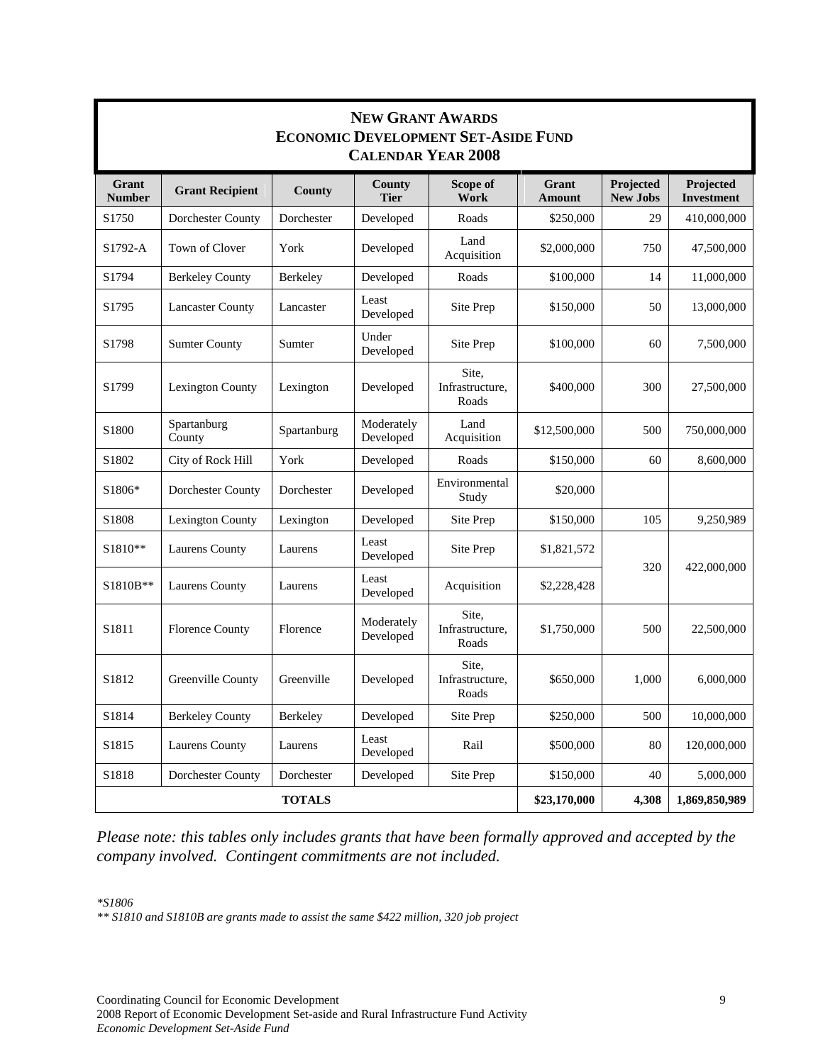## New Grant Awards
## Economic Development Set-Aside Fund
## Calendar Year 2008

| Grant Number | Grant Recipient | County | County Tier | Scope of Work | Grant Amount | Projected New Jobs | Projected Investment |
|---|---|---|---|---|---|---|---|
| S1750 | Dorchester County | Dorchester | Developed | Roads | $250,000 | 29 | 410,000,000 |
| S1792-A | Town of Clover | York | Developed | Land Acquisition | $2,000,000 | 750 | 47,500,000 |
| S1794 | Berkeley County | Berkeley | Developed | Roads | $100,000 | 14 | 11,000,000 |
| S1795 | Lancaster County | Lancaster | Least Developed | Site Prep | $150,000 | 50 | 13,000,000 |
| S1798 | Sumter County | Sumter | Under Developed | Site Prep | $100,000 | 60 | 7,500,000 |
| S1799 | Lexington County | Lexington | Developed | Site, Infrastructure, Roads | $400,000 | 300 | 27,500,000 |
| S1800 | Spartanburg County | Spartanburg | Moderately Developed | Land Acquisition | $12,500,000 | 500 | 750,000,000 |
| S1802 | City of Rock Hill | York | Developed | Roads | $150,000 | 60 | 8,600,000 |
| S1806* | Dorchester County | Dorchester | Developed | Environmental Study | $20,000 | | |
| S1808 | Lexington County | Lexington | Developed | Site Prep | $150,000 | 105 | 9,250,989 |
| S1810** | Laurens County | Laurens | Least Developed | Site Prep | $1,821,572 | 320 | 422,000,000 |
| S1810B** | Laurens County | Laurens | Least Developed | Acquisition | $2,228,428 | | |
| S1811 | Florence County | Florence | Moderately Developed | Site, Infrastructure, Roads | $1,750,000 | 500 | 22,500,000 |
| S1812 | Greenville County | Greenville | Developed | Site, Infrastructure, Roads | $650,000 | 1,000 | 6,000,000 |
| S1814 | Berkeley County | Berkeley | Developed | Site Prep | $250,000 | 500 | 10,000,000 |
| S1815 | Laurens County | Laurens | Least Developed | Rail | $500,000 | 80 | 120,000,000 |
| S1818 | Dorchester County | Dorchester | Developed | Site Prep | $150,000 | 40 | 5,000,000 |
| **TOTALS** | | | | | **$23,170,000** | **4,308** | **1,869,850,989** |

*Please note: this tables only includes grants that have been formally approved and accepted by the company involved. Contingent commitments are not included.*

*\*S1806*

*\*\* S1810 and S1810B are grants made to assist the same $422 million, 320 job project*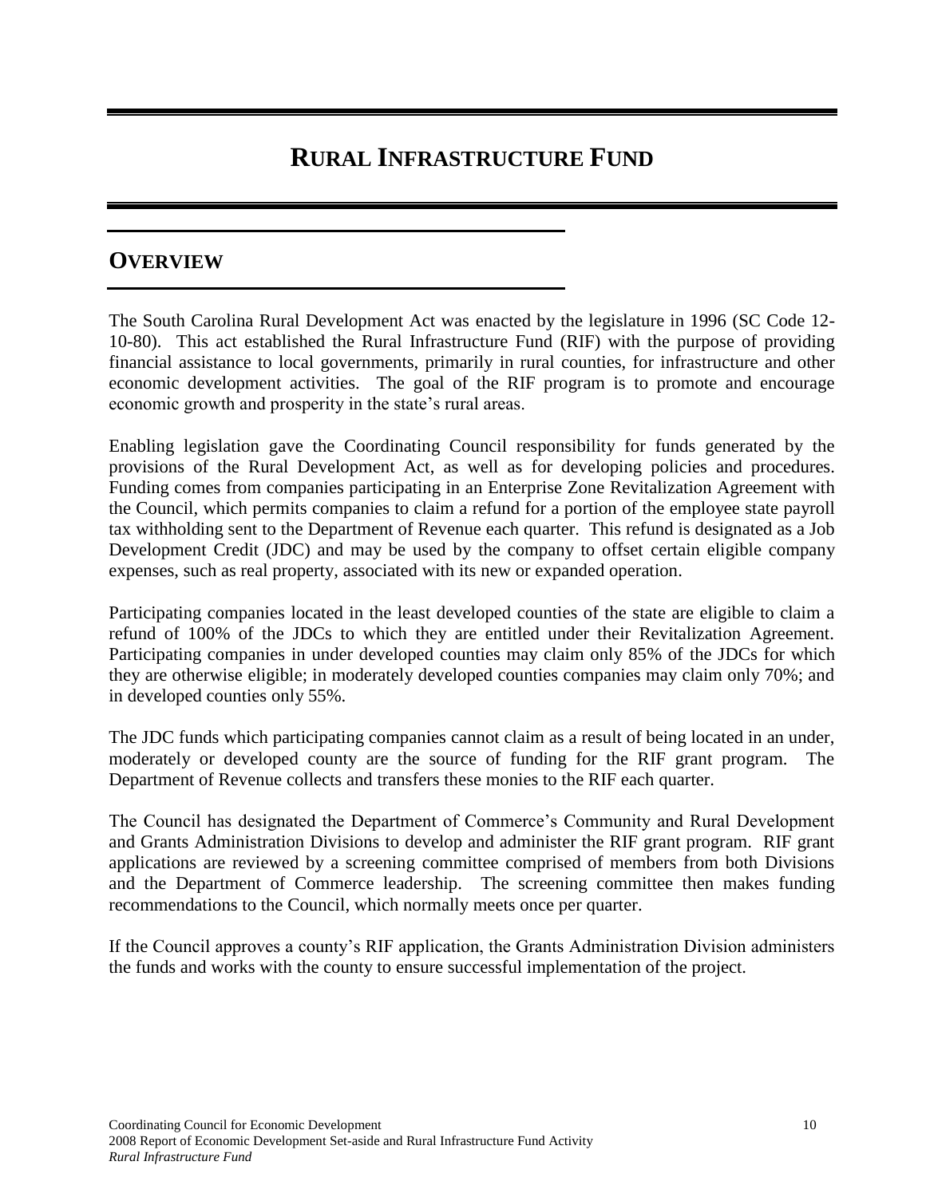# Rural Infrastructure Fund

## Overview

The South Carolina Rural Development Act was enacted by the legislature in 1996 (SC Code 12-10-80). This act established the Rural Infrastructure Fund (RIF) with the purpose of providing financial assistance to local governments, primarily in rural counties, for infrastructure and other economic development activities. The goal of the RIF program is to promote and encourage economic growth and prosperity in the state's rural areas.

Enabling legislation gave the Coordinating Council responsibility for funds generated by the provisions of the Rural Development Act, as well as for developing policies and procedures. Funding comes from companies participating in an Enterprise Zone Revitalization Agreement with the Council, which permits companies to claim a refund for a portion of the employee state payroll tax withholding sent to the Department of Revenue each quarter. This refund is designated as a Job Development Credit (JDC) and may be used by the company to offset certain eligible company expenses, such as real property, associated with its new or expanded operation.

Participating companies located in the least developed counties of the state are eligible to claim a refund of 100% of the JDCs to which they are entitled under their Revitalization Agreement. Participating companies in under developed counties may claim only 85% of the JDCs for which they are otherwise eligible; in moderately developed counties companies may claim only 70%; and in developed counties only 55%.

The JDC funds which participating companies cannot claim as a result of being located in an under, moderately or developed county are the source of funding for the RIF grant program. The Department of Revenue collects and transfers these monies to the RIF each quarter.

The Council has designated the Department of Commerce's Community and Rural Development and Grants Administration Divisions to develop and administer the RIF grant program. RIF grant applications are reviewed by a screening committee comprised of members from both Divisions and the Department of Commerce leadership. The screening committee then makes funding recommendations to the Council, which normally meets once per quarter.

If the Council approves a county's RIF application, the Grants Administration Division administers the funds and works with the county to ensure successful implementation of the project.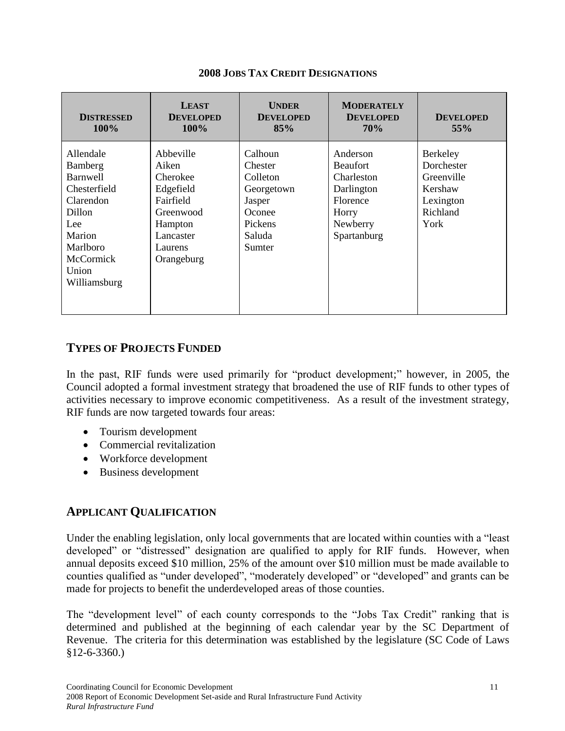**2008 Jobs Tax Credit Designations**

| **Distressed 100%** | **Least Developed 100%** | **Under Developed 85%** | **Moderately Developed 70%** | **Developed 55%** |
|---|---|---|---|---|
| Allendale | Abbeville | Calhoun | Anderson | Berkeley |
| Bamberg | Aiken | Chester | Beaufort | Dorchester |
| Barnwell | Cherokee | Colleton | Charleston | Greenville |
| Chesterfield | Edgefield | Georgetown | Darlington | Kershaw |
| Clarendon | Fairfield | Jasper | Florence | Lexington |
| Dillon | Greenwood | Oconee | Horry | Richland |
| Lee | Hampton | Pickens | Newberry | York |
| Marion | Lancaster | Saluda | Spartanburg | |
| Marlboro | Laurens | Sumter | | |
| McCormick | Orangeburg | | | |
| Union | | | | |
| Williamsburg | | | | |

## Types of Projects Funded

In the past, RIF funds were used primarily for "product development;" however, in 2005, the Council adopted a formal investment strategy that broadened the use of RIF funds to other types of activities necessary to improve economic competitiveness. As a result of the investment strategy, RIF funds are now targeted towards four areas:

- Tourism development
- Commercial revitalization
- Workforce development
- Business development

## Applicant Qualification

Under the enabling legislation, only local governments that are located within counties with a "least developed" or "distressed" designation are qualified to apply for RIF funds. However, when annual deposits exceed $10 million, 25% of the amount over $10 million must be made available to counties qualified as "under developed", "moderately developed" or "developed" and grants can be made for projects to benefit the underdeveloped areas of those counties.

The "development level" of each county corresponds to the "Jobs Tax Credit" ranking that is determined and published at the beginning of each calendar year by the SC Department of Revenue. The criteria for this determination was established by the legislature (SC Code of Laws §12-6-3360.)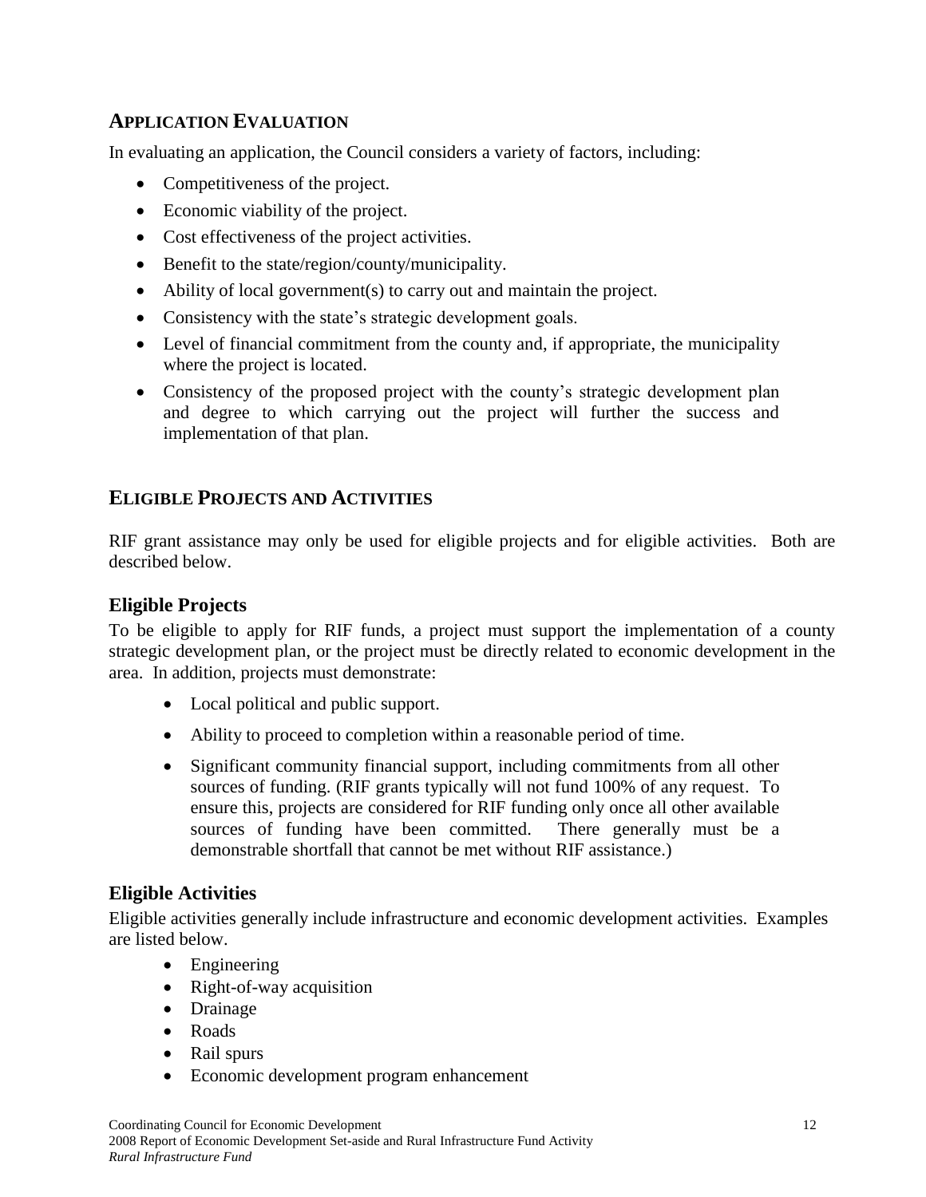## APPLICATION EVALUATION

In evaluating an application, the Council considers a variety of factors, including:

- Competitiveness of the project.
- Economic viability of the project.
- Cost effectiveness of the project activities.
- Benefit to the state/region/county/municipality.
- Ability of local government(s) to carry out and maintain the project.
- Consistency with the state's strategic development goals.
- Level of financial commitment from the county and, if appropriate, the municipality where the project is located.
- Consistency of the proposed project with the county's strategic development plan and degree to which carrying out the project will further the success and implementation of that plan.

## ELIGIBLE PROJECTS AND ACTIVITIES

RIF grant assistance may only be used for eligible projects and for eligible activities. Both are described below.

### Eligible Projects

To be eligible to apply for RIF funds, a project must support the implementation of a county strategic development plan, or the project must be directly related to economic development in the area. In addition, projects must demonstrate:

- Local political and public support.
- Ability to proceed to completion within a reasonable period of time.
- Significant community financial support, including commitments from all other sources of funding. (RIF grants typically will not fund 100% of any request. To ensure this, projects are considered for RIF funding only once all other available sources of funding have been committed. There generally must be a demonstrable shortfall that cannot be met without RIF assistance.)

### Eligible Activities

Eligible activities generally include infrastructure and economic development activities. Examples are listed below.

- Engineering
- Right-of-way acquisition
- Drainage
- Roads
- Rail spurs
- Economic development program enhancement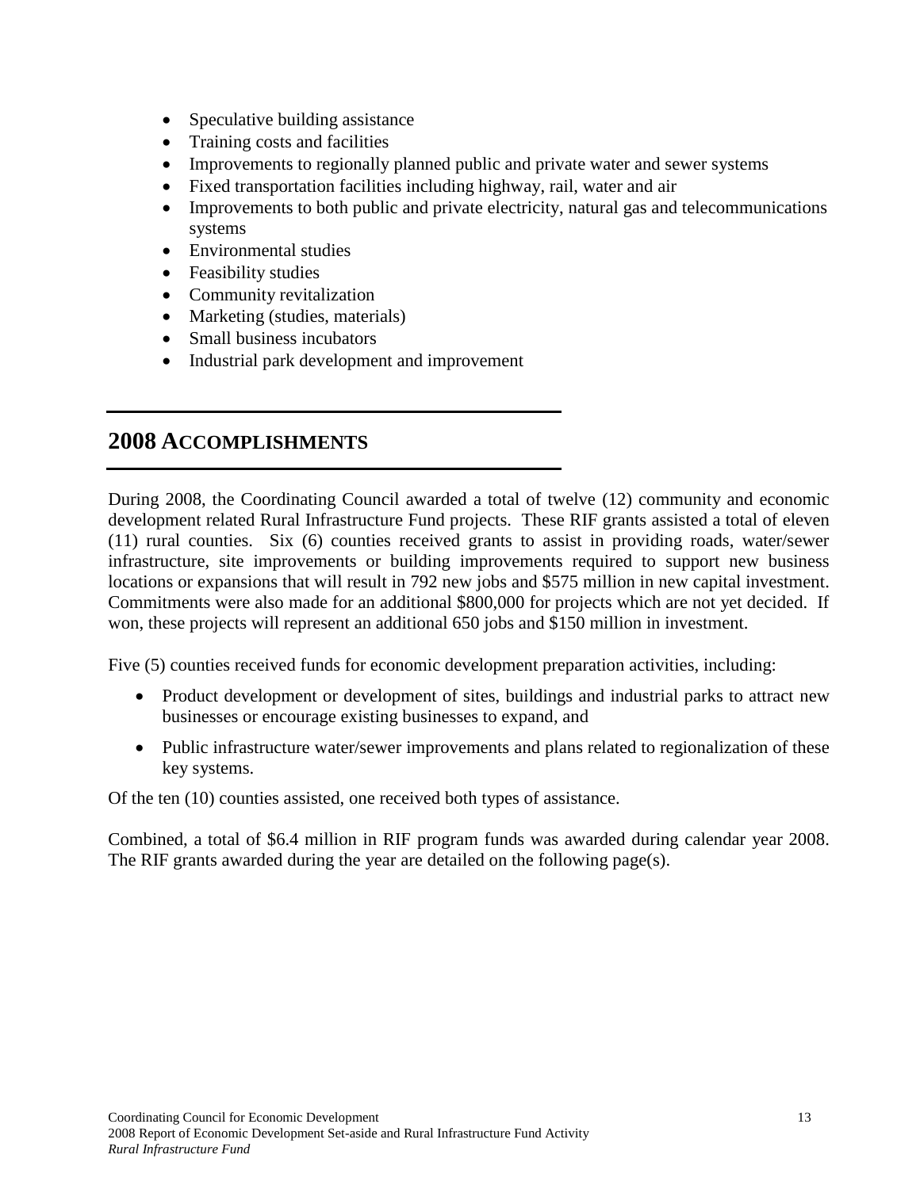- Speculative building assistance
- Training costs and facilities
- Improvements to regionally planned public and private water and sewer systems
- Fixed transportation facilities including highway, rail, water and air
- Improvements to both public and private electricity, natural gas and telecommunications systems
- Environmental studies
- Feasibility studies
- Community revitalization
- Marketing (studies, materials)
- Small business incubators
- Industrial park development and improvement

## 2008 ACCOMPLISHMENTS

During 2008, the Coordinating Council awarded a total of twelve (12) community and economic development related Rural Infrastructure Fund projects. These RIF grants assisted a total of eleven (11) rural counties. Six (6) counties received grants to assist in providing roads, water/sewer infrastructure, site improvements or building improvements required to support new business locations or expansions that will result in 792 new jobs and $575 million in new capital investment. Commitments were also made for an additional $800,000 for projects which are not yet decided. If won, these projects will represent an additional 650 jobs and $150 million in investment.

Five (5) counties received funds for economic development preparation activities, including:

- Product development or development of sites, buildings and industrial parks to attract new businesses or encourage existing businesses to expand, and
- Public infrastructure water/sewer improvements and plans related to regionalization of these key systems.

Of the ten (10) counties assisted, one received both types of assistance.

Combined, a total of $6.4 million in RIF program funds was awarded during calendar year 2008. The RIF grants awarded during the year are detailed on the following page(s).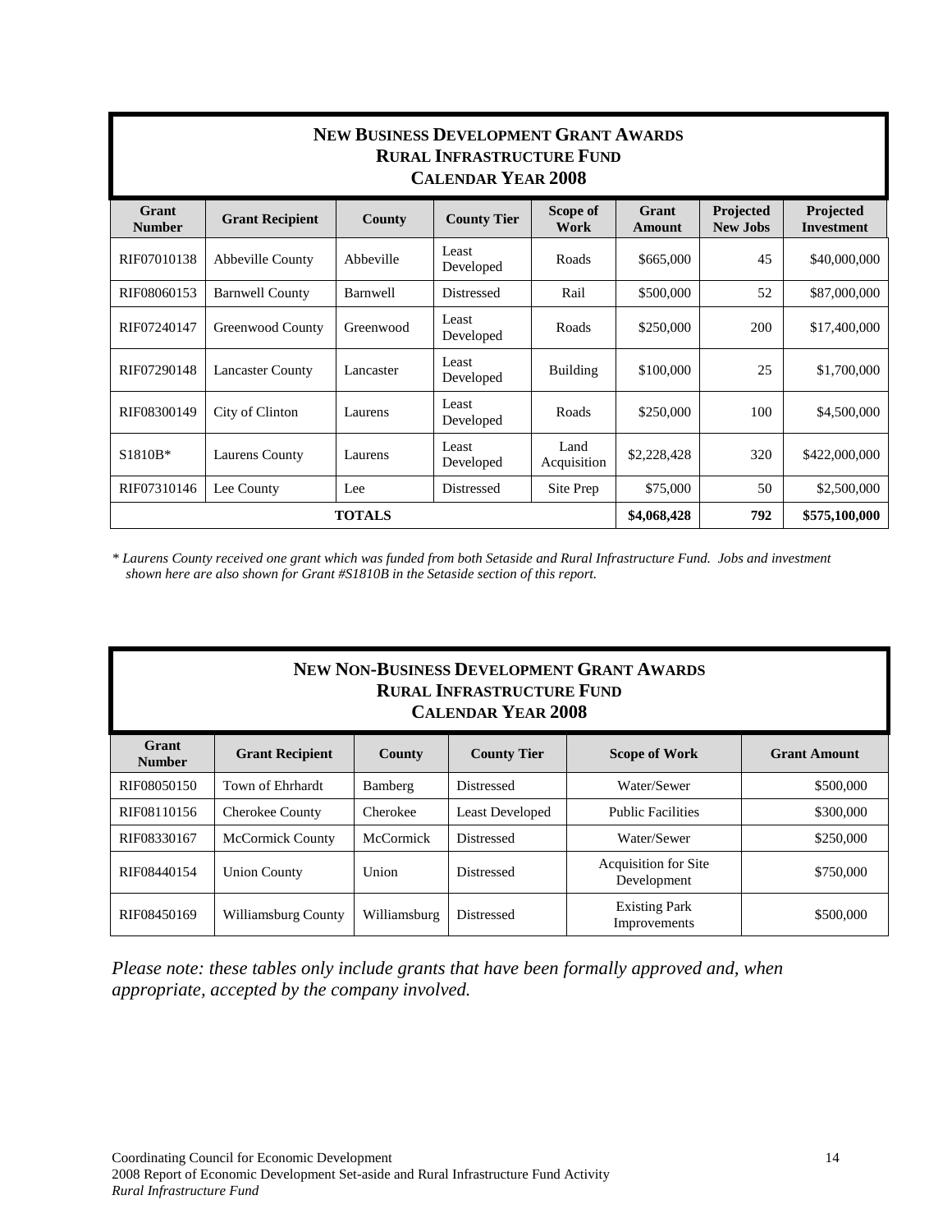## New Business Development Grant Awards
### Rural Infrastructure Fund
### Calendar Year 2008

| Grant Number | Grant Recipient | County | County Tier | Scope of Work | Grant Amount | Projected New Jobs | Projected Investment |
|---|---|---|---|---|---|---|---|
| RIF07010138 | Abbeville County | Abbeville | Least Developed | Roads | $665,000 | 45 | $40,000,000 |
| RIF08060153 | Barnwell County | Barnwell | Distressed | Rail | $500,000 | 52 | $87,000,000 |
| RIF07240147 | Greenwood County | Greenwood | Least Developed | Roads | $250,000 | 200 | $17,400,000 |
| RIF07290148 | Lancaster County | Lancaster | Least Developed | Building | $100,000 | 25 | $1,700,000 |
| RIF08300149 | City of Clinton | Laurens | Least Developed | Roads | $250,000 | 100 | $4,500,000 |
| S1810B* | Laurens County | Laurens | Least Developed | Land Acquisition | $2,228,428 | 320 | $422,000,000 |
| RIF07310146 | Lee County | Lee | Distressed | Site Prep | $75,000 | 50 | $2,500,000 |
| **TOTALS** | | | | | **$4,068,428** | **792** | **$575,100,000** |

*\* Laurens County received one grant which was funded from both Setaside and Rural Infrastructure Fund. Jobs and investment shown here are also shown for Grant #S1810B in the Setaside section of this report.*

## New Non-Business Development Grant Awards
### Rural Infrastructure Fund
### Calendar Year 2008

| Grant Number | Grant Recipient | County | County Tier | Scope of Work | Grant Amount |
|---|---|---|---|---|---|
| RIF08050150 | Town of Ehrhardt | Bamberg | Distressed | Water/Sewer | $500,000 |
| RIF08110156 | Cherokee County | Cherokee | Least Developed | Public Facilities | $300,000 |
| RIF08330167 | McCormick County | McCormick | Distressed | Water/Sewer | $250,000 |
| RIF08440154 | Union County | Union | Distressed | Acquisition for Site Development | $750,000 |
| RIF08450169 | Williamsburg County | Williamsburg | Distressed | Existing Park Improvements | $500,000 |

*Please note: these tables only include grants that have been formally approved and, when appropriate, accepted by the company involved.*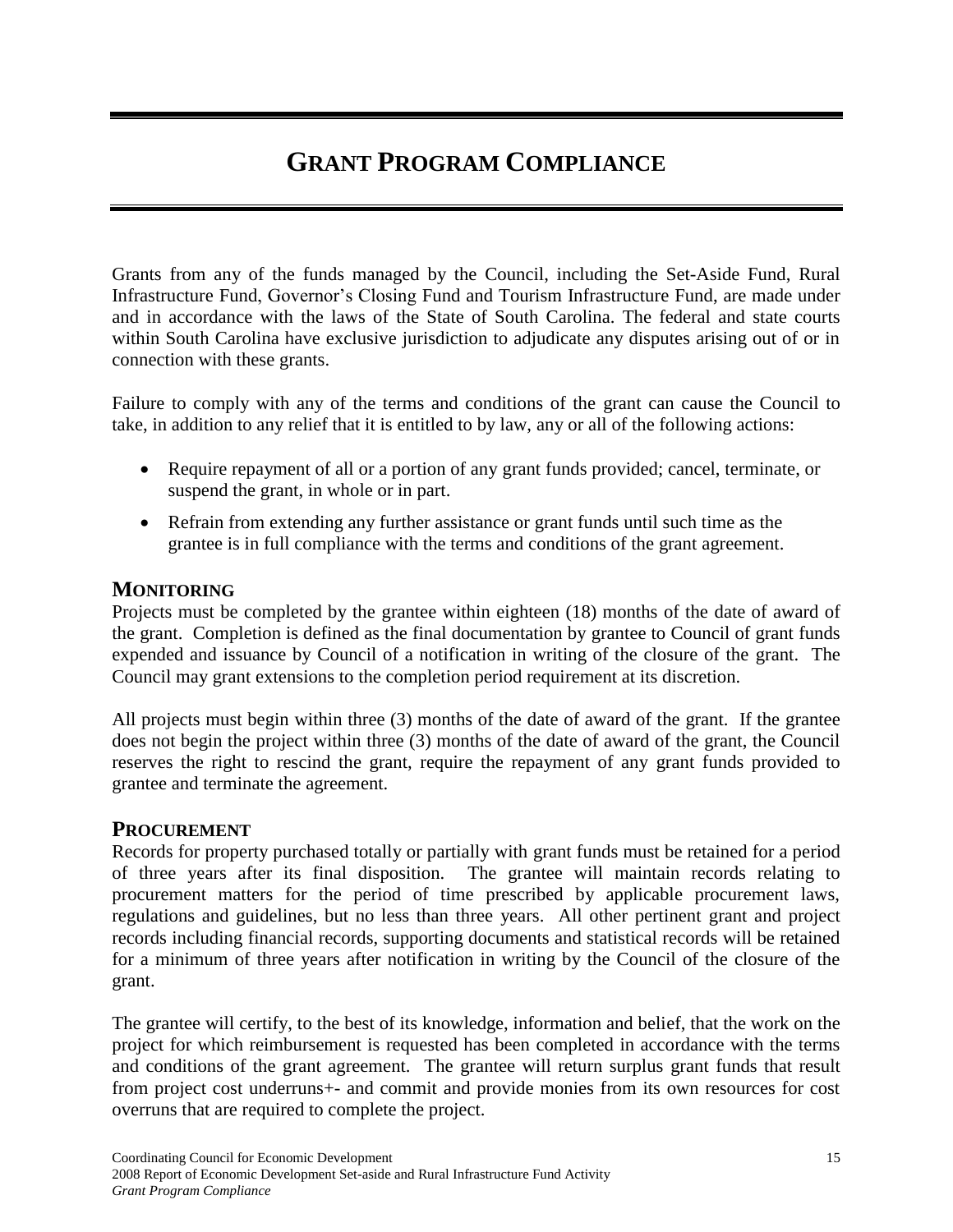# GRANT PROGRAM COMPLIANCE

Grants from any of the funds managed by the Council, including the Set-Aside Fund, Rural Infrastructure Fund, Governor's Closing Fund and Tourism Infrastructure Fund, are made under and in accordance with the laws of the State of South Carolina. The federal and state courts within South Carolina have exclusive jurisdiction to adjudicate any disputes arising out of or in connection with these grants.

Failure to comply with any of the terms and conditions of the grant can cause the Council to take, in addition to any relief that it is entitled to by law, any or all of the following actions:

- Require repayment of all or a portion of any grant funds provided; cancel, terminate, or suspend the grant, in whole or in part.
- Refrain from extending any further assistance or grant funds until such time as the grantee is in full compliance with the terms and conditions of the grant agreement.

## MONITORING

Projects must be completed by the grantee within eighteen (18) months of the date of award of the grant. Completion is defined as the final documentation by grantee to Council of grant funds expended and issuance by Council of a notification in writing of the closure of the grant. The Council may grant extensions to the completion period requirement at its discretion.

All projects must begin within three (3) months of the date of award of the grant. If the grantee does not begin the project within three (3) months of the date of award of the grant, the Council reserves the right to rescind the grant, require the repayment of any grant funds provided to grantee and terminate the agreement.

## PROCUREMENT

Records for property purchased totally or partially with grant funds must be retained for a period of three years after its final disposition. The grantee will maintain records relating to procurement matters for the period of time prescribed by applicable procurement laws, regulations and guidelines, but no less than three years. All other pertinent grant and project records including financial records, supporting documents and statistical records will be retained for a minimum of three years after notification in writing by the Council of the closure of the grant.

The grantee will certify, to the best of its knowledge, information and belief, that the work on the project for which reimbursement is requested has been completed in accordance with the terms and conditions of the grant agreement. The grantee will return surplus grant funds that result from project cost underruns+- and commit and provide monies from its own resources for cost overruns that are required to complete the project.